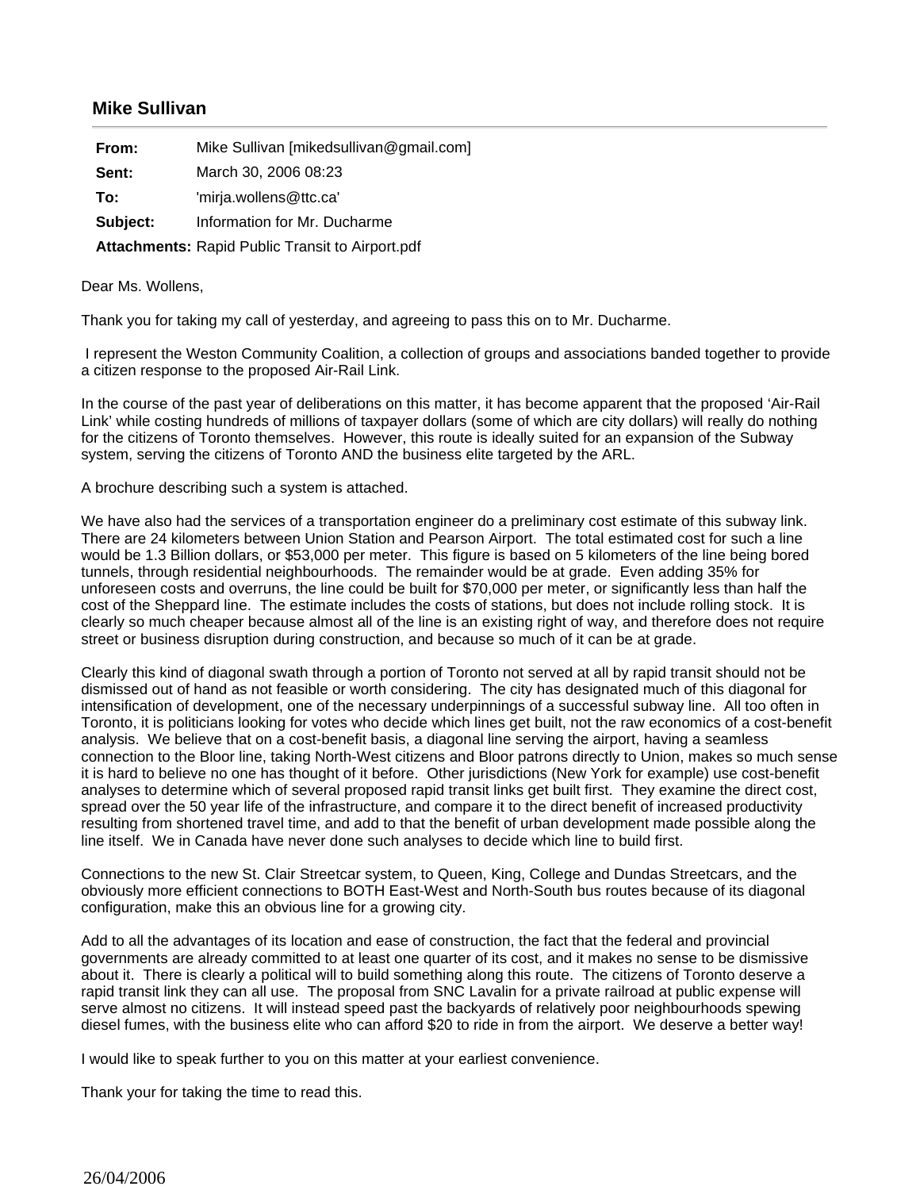## Mike Sullivan

| | |
|---|---|
| **From:** | Mike Sullivan [mikedsullivan@gmail.com] |
| **Sent:** | March 30, 2006 08:23 |
| **To:** | 'mirja.wollens@ttc.ca' |
| **Subject:** | Information for Mr. Ducharme |
| **Attachments:** | Rapid Public Transit to Airport.pdf |

Dear Ms. Wollens,

Thank you for taking my call of yesterday, and agreeing to pass this on to Mr. Ducharme.

I represent the Weston Community Coalition, a collection of groups and associations banded together to provide a citizen response to the proposed Air-Rail Link.

In the course of the past year of deliberations on this matter, it has become apparent that the proposed 'Air-Rail Link' while costing hundreds of millions of taxpayer dollars (some of which are city dollars) will really do nothing for the citizens of Toronto themselves. However, this route is ideally suited for an expansion of the Subway system, serving the citizens of Toronto AND the business elite targeted by the ARL.

A brochure describing such a system is attached.

We have also had the services of a transportation engineer do a preliminary cost estimate of this subway link. There are 24 kilometers between Union Station and Pearson Airport. The total estimated cost for such a line would be 1.3 Billion dollars, or $53,000 per meter. This figure is based on 5 kilometers of the line being bored tunnels, through residential neighbourhoods. The remainder would be at grade. Even adding 35% for unforeseen costs and overruns, the line could be built for $70,000 per meter, or significantly less than half the cost of the Sheppard line. The estimate includes the costs of stations, but does not include rolling stock. It is clearly so much cheaper because almost all of the line is an existing right of way, and therefore does not require street or business disruption during construction, and because so much of it can be at grade.

Clearly this kind of diagonal swath through a portion of Toronto not served at all by rapid transit should not be dismissed out of hand as not feasible or worth considering. The city has designated much of this diagonal for intensification of development, one of the necessary underpinnings of a successful subway line. All too often in Toronto, it is politicians looking for votes who decide which lines get built, not the raw economics of a cost-benefit analysis. We believe that on a cost-benefit basis, a diagonal line serving the airport, having a seamless connection to the Bloor line, taking North-West citizens and Bloor patrons directly to Union, makes so much sense it is hard to believe no one has thought of it before. Other jurisdictions (New York for example) use cost-benefit analyses to determine which of several proposed rapid transit links get built first. They examine the direct cost, spread over the 50 year life of the infrastructure, and compare it to the direct benefit of increased productivity resulting from shortened travel time, and add to that the benefit of urban development made possible along the line itself. We in Canada have never done such analyses to decide which line to build first.

Connections to the new St. Clair Streetcar system, to Queen, King, College and Dundas Streetcars, and the obviously more efficient connections to BOTH East-West and North-South bus routes because of its diagonal configuration, make this an obvious line for a growing city.

Add to all the advantages of its location and ease of construction, the fact that the federal and provincial governments are already committed to at least one quarter of its cost, and it makes no sense to be dismissive about it. There is clearly a political will to build something along this route. The citizens of Toronto deserve a rapid transit link they can all use. The proposal from SNC Lavalin for a private railroad at public expense will serve almost no citizens. It will instead speed past the backyards of relatively poor neighbourhoods spewing diesel fumes, with the business elite who can afford $20 to ride in from the airport. We deserve a better way!

I would like to speak further to you on this matter at your earliest convenience.

Thank your for taking the time to read this.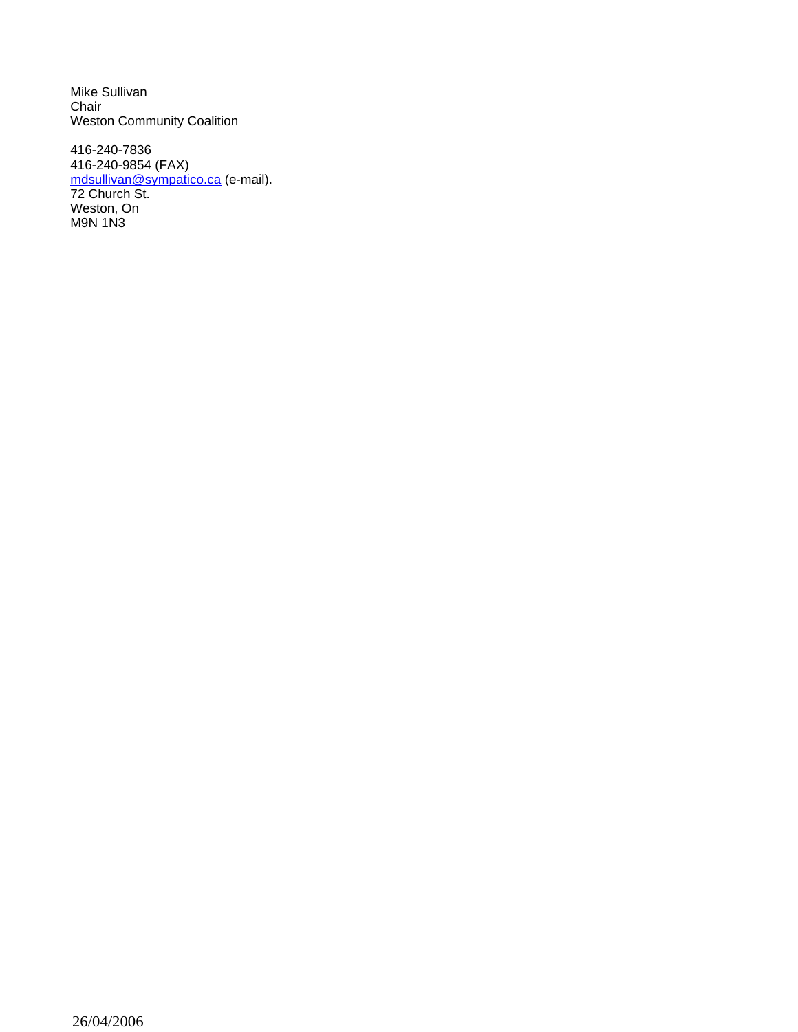Mike Sullivan
Chair
Weston Community Coalition

416-240-7836
416-240-9854 (FAX)
mdsullivan@sympatico.ca (e-mail).
72 Church St.
Weston, On
M9N 1N3

26/04/2006